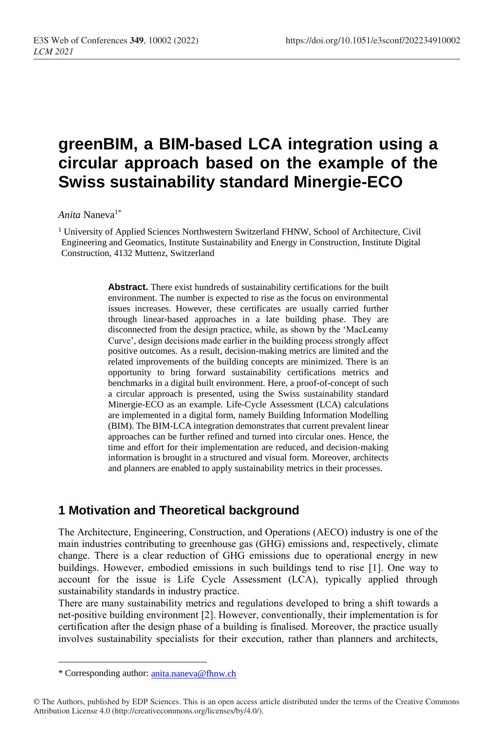# greenBIM, a BIM-based LCA integration using a circular approach based on the example of the Swiss sustainability standard Minergie-ECO

*Anita* Naneva[1*]

[1] University of Applied Sciences Northwestern Switzerland FHNW, School of Architecture, Civil Engineering and Geomatics, Institute Sustainability and Energy in Construction, Institute Digital Construction, 4132 Muttenz, Switzerland

**Abstract.** There exist hundreds of sustainability certifications for the built environment. The number is expected to rise as the focus on environmental issues increases. However, these certificates are usually carried further through linear-based approaches in a late building phase. They are disconnected from the design practice, while, as shown by the 'MacLeamy Curve', design decisions made earlier in the building process strongly affect positive outcomes. As a result, decision-making metrics are limited and the related improvements of the building concepts are minimized. There is an opportunity to bring forward sustainability certifications metrics and benchmarks in a digital built environment. Here, a proof-of-concept of such a circular approach is presented, using the Swiss sustainability standard Minergie-ECO as an example. Life-Cycle Assessment (LCA) calculations are implemented in a digital form, namely Building Information Modelling (BIM). The BIM-LCA integration demonstrates that current prevalent linear approaches can be further refined and turned into circular ones. Hence, the time and effort for their implementation are reduced, and decision-making information is brought in a structured and visual form. Moreover, architects and planners are enabled to apply sustainability metrics in their processes.

## 1 Motivation and Theoretical background

The Architecture, Engineering, Construction, and Operations (AECO) industry is one of the main industries contributing to greenhouse gas (GHG) emissions and, respectively, climate change. There is a clear reduction of GHG emissions due to operational energy in new buildings. However, embodied emissions in such buildings tend to rise [1]. One way to account for the issue is Life Cycle Assessment (LCA), typically applied through sustainability standards in industry practice.

There are many sustainability metrics and regulations developed to bring a shift towards a net-positive building environment [2]. However, conventionally, their implementation is for certification after the design phase of a building is finalised. Moreover, the practice usually involves sustainability specialists for their execution, rather than planners and architects,

---

\* Corresponding author: anita.naneva@fhnw.ch

© The Authors, published by EDP Sciences. This is an open access article distributed under the terms of the Creative Commons Attribution License 4.0 (http://creativecommons.org/licenses/by/4.0/).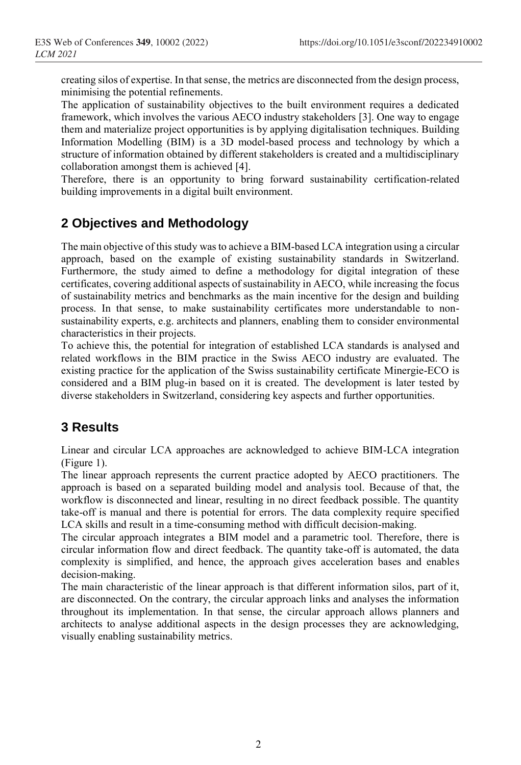creating silos of expertise. In that sense, the metrics are disconnected from the design process, minimising the potential refinements.

The application of sustainability objectives to the built environment requires a dedicated framework, which involves the various AECO industry stakeholders [3]. One way to engage them and materialize project opportunities is by applying digitalisation techniques. Building Information Modelling (BIM) is a 3D model-based process and technology by which a structure of information obtained by different stakeholders is created and a multidisciplinary collaboration amongst them is achieved [4].

Therefore, there is an opportunity to bring forward sustainability certification-related building improvements in a digital built environment.

## 2 Objectives and Methodology

The main objective of this study was to achieve a BIM-based LCA integration using a circular approach, based on the example of existing sustainability standards in Switzerland. Furthermore, the study aimed to define a methodology for digital integration of these certificates, covering additional aspects of sustainability in AECO, while increasing the focus of sustainability metrics and benchmarks as the main incentive for the design and building process. In that sense, to make sustainability certificates more understandable to non-sustainability experts, e.g. architects and planners, enabling them to consider environmental characteristics in their projects.

To achieve this, the potential for integration of established LCA standards is analysed and related workflows in the BIM practice in the Swiss AECO industry are evaluated. The existing practice for the application of the Swiss sustainability certificate Minergie-ECO is considered and a BIM plug-in based on it is created. The development is later tested by diverse stakeholders in Switzerland, considering key aspects and further opportunities.

## 3 Results

Linear and circular LCA approaches are acknowledged to achieve BIM-LCA integration (Figure 1).

The linear approach represents the current practice adopted by AECO practitioners. The approach is based on a separated building model and analysis tool. Because of that, the workflow is disconnected and linear, resulting in no direct feedback possible. The quantity take-off is manual and there is potential for errors. The data complexity require specified LCA skills and result in a time-consuming method with difficult decision-making.

The circular approach integrates a BIM model and a parametric tool. Therefore, there is circular information flow and direct feedback. The quantity take-off is automated, the data complexity is simplified, and hence, the approach gives acceleration bases and enables decision-making.

The main characteristic of the linear approach is that different information silos, part of it, are disconnected. On the contrary, the circular approach links and analyses the information throughout its implementation. In that sense, the circular approach allows planners and architects to analyse additional aspects in the design processes they are acknowledging, visually enabling sustainability metrics.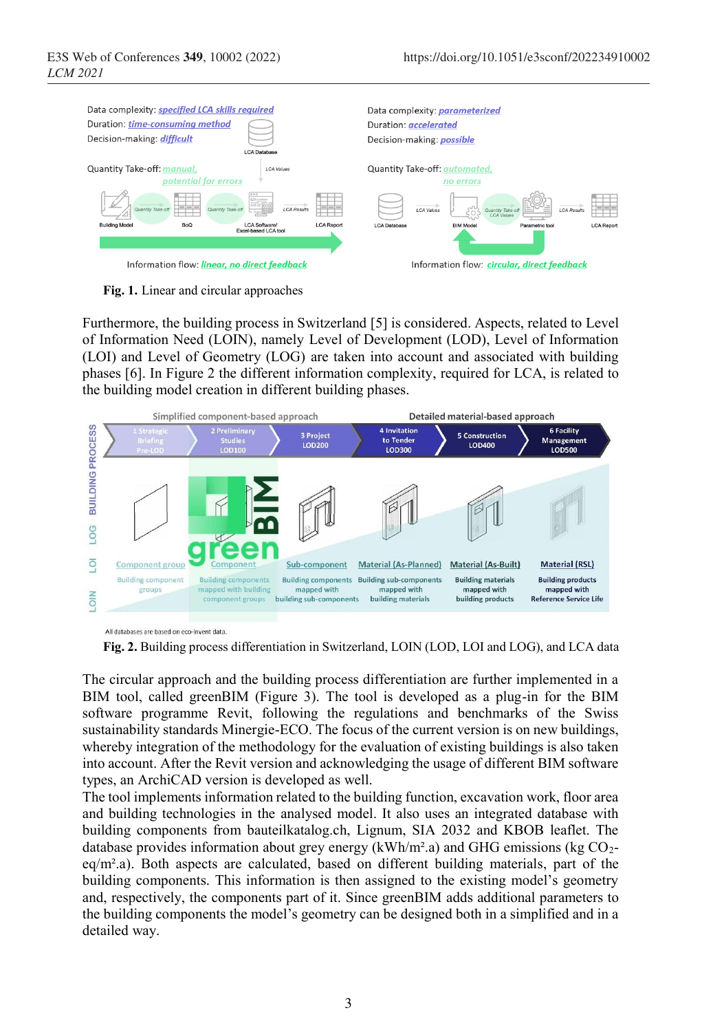**Fig. 1.** Linear and circular approaches

Furthermore, the building process in Switzerland [5] is considered. Aspects, related to Level of Information Need (LOIN), namely Level of Development (LOD), Level of Information (LOI) and Level of Geometry (LOG) are taken into account and associated with building phases [6]. In Figure 2 the different information complexity, required for LCA, is related to the building model creation in different building phases.

**Fig. 2.** Building process differentiation in Switzerland, LOIN (LOD, LOI and LOG), and LCA data

The circular approach and the building process differentiation are further implemented in a BIM tool, called greenBIM (Figure 3). The tool is developed as a plug-in for the BIM software programme Revit, following the regulations and benchmarks of the Swiss sustainability standards Minergie-ECO. The focus of the current version is on new buildings, whereby integration of the methodology for the evaluation of existing buildings is also taken into account. After the Revit version and acknowledging the usage of different BIM software types, an ArchiCAD version is developed as well.

The tool implements information related to the building function, excavation work, floor area and building technologies in the analysed model. It also uses an integrated database with building components from bauteilkatalog.ch, Lignum, SIA 2032 and KBOB leaflet. The database provides information about grey energy (kWh/m².a) and GHG emissions (kg $CO_2$-eq/m².a). Both aspects are calculated, based on different building materials, part of the building components. This information is then assigned to the existing model's geometry and, respectively, the components part of it. Since greenBIM adds additional parameters to the building components the model's geometry can be designed both in a simplified and in a detailed way.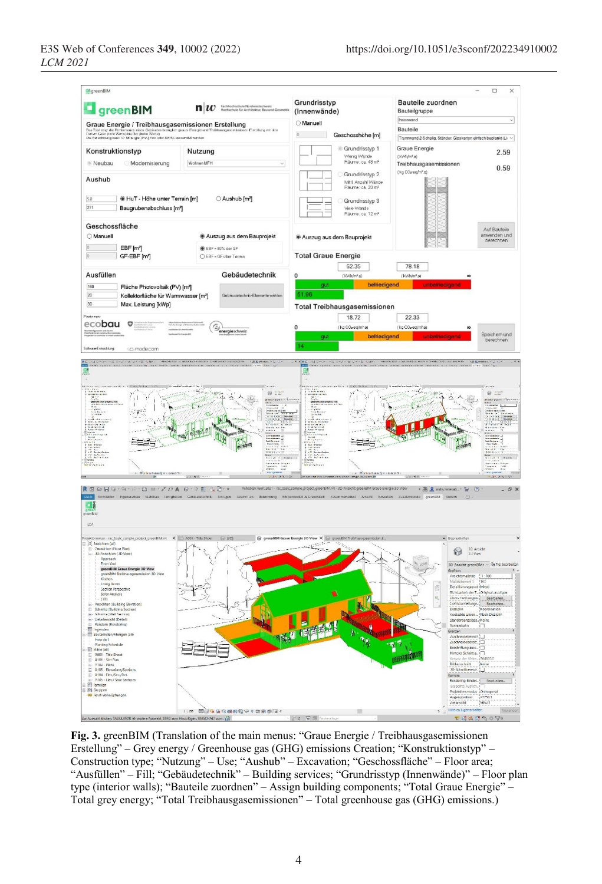**Fig. 3.** greenBIM (Translation of the main menus: “Graue Energie / Treibhausgasemissionen Erstellung” – Grey energy / Greenhouse gas (GHG) emissions Creation; “Konstruktionstyp” – Construction type; “Nutzung” – Use; “Aushub” – Excavation; “Geschossfläche” – Floor area; “Ausfüllen” – Fill; “Gebäudetechnik” – Building services; “Grundrisstyp (Innenwände)” – Floor plan type (interior walls); “Bauteile zuordnen” – Assign building components; “Total Graue Energie” – Total grey energy; “Total Treibhausgasemissionen” – Total greenhouse gas (GHG) emissions.)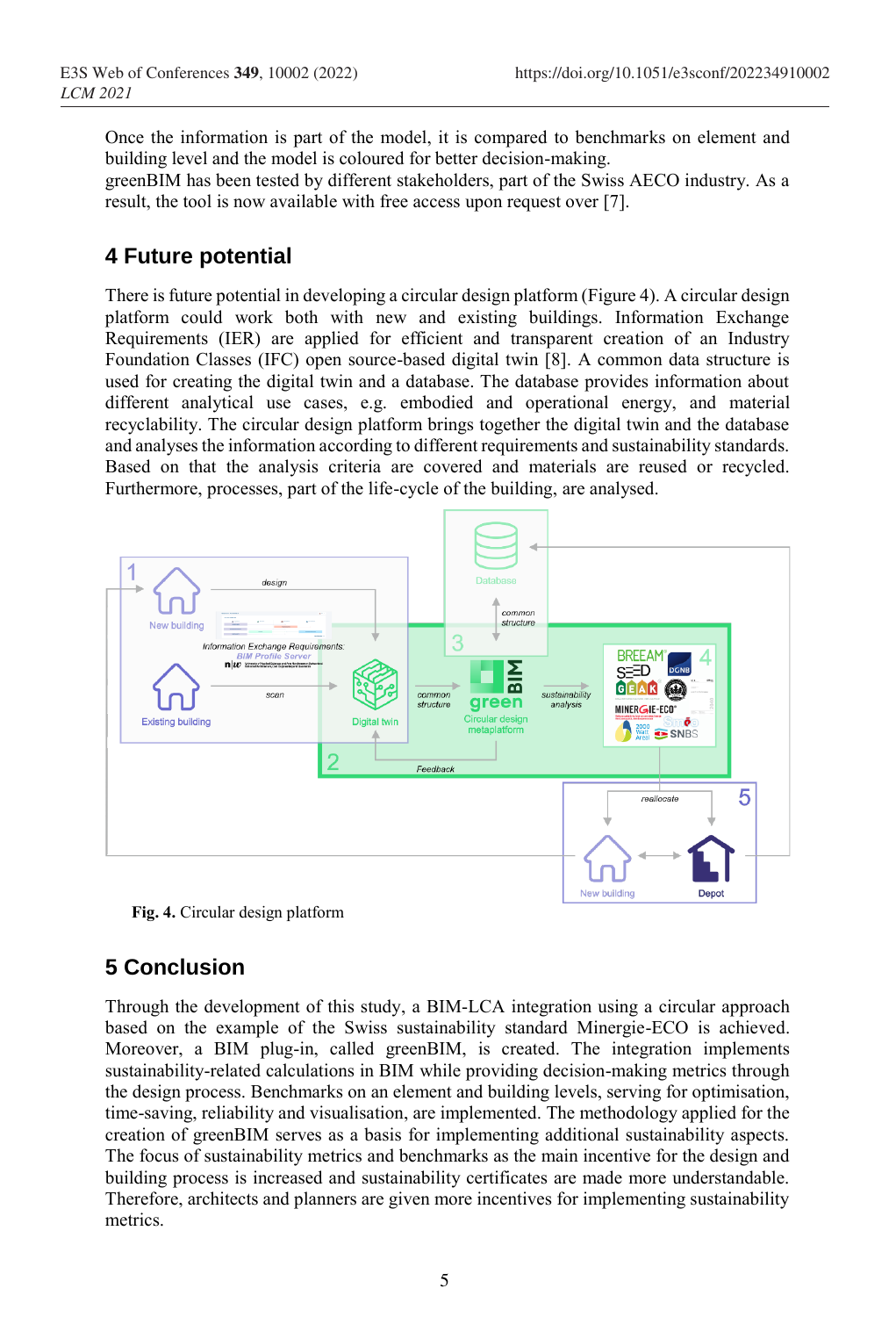Once the information is part of the model, it is compared to benchmarks on element and building level and the model is coloured for better decision-making.
greenBIM has been tested by different stakeholders, part of the Swiss AECO industry. As a result, the tool is now available with free access upon request over [7].

## 4 Future potential

There is future potential in developing a circular design platform (Figure 4). A circular design platform could work both with new and existing buildings. Information Exchange Requirements (IER) are applied for efficient and transparent creation of an Industry Foundation Classes (IFC) open source-based digital twin [8]. A common data structure is used for creating the digital twin and a database. The database provides information about different analytical use cases, e.g. embodied and operational energy, and material recyclability. The circular design platform brings together the digital twin and the database and analyses the information according to different requirements and sustainability standards. Based on that the analysis criteria are covered and materials are reused or recycled. Furthermore, processes, part of the life-cycle of the building, are analysed.

**Fig. 4.** Circular design platform

## 5 Conclusion

Through the development of this study, a BIM-LCA integration using a circular approach based on the example of the Swiss sustainability standard Minergie-ECO is achieved. Moreover, a BIM plug-in, called greenBIM, is created. The integration implements sustainability-related calculations in BIM while providing decision-making metrics through the design process. Benchmarks on an element and building levels, serving for optimisation, time-saving, reliability and visualisation, are implemented. The methodology applied for the creation of greenBIM serves as a basis for implementing additional sustainability aspects. The focus of sustainability metrics and benchmarks as the main incentive for the design and building process is increased and sustainability certificates are made more understandable. Therefore, architects and planners are given more incentives for implementing sustainability metrics.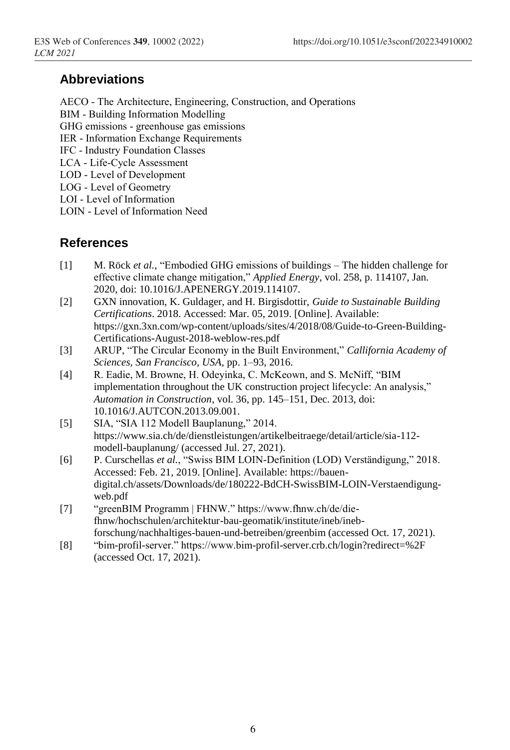## Abbreviations

AECO - The Architecture, Engineering, Construction, and Operations
BIM - Building Information Modelling
GHG emissions - greenhouse gas emissions
IER - Information Exchange Requirements
IFC - Industry Foundation Classes
LCA - Life-Cycle Assessment
LOD - Level of Development
LOG - Level of Geometry
LOI - Level of Information
LOIN - Level of Information Need

## References

[1] M. Röck *et al.*, "Embodied GHG emissions of buildings – The hidden challenge for effective climate change mitigation," *Applied Energy*, vol. 258, p. 114107, Jan. 2020, doi: 10.1016/J.APENERGY.2019.114107.

[2] GXN innovation, K. Guldager, and H. Birgisdottir, *Guide to Sustainable Building Certifications*. 2018. Accessed: Mar. 05, 2019. [Online]. Available: https://gxn.3xn.com/wp-content/uploads/sites/4/2018/08/Guide-to-Green-Building-Certifications-August-2018-weblow-res.pdf

[3] ARUP, "The Circular Economy in the Built Environment," *Callifornia Academy of Sciences, San Francisco, USA*, pp. 1–93, 2016.

[4] R. Eadie, M. Browne, H. Odeyinka, C. McKeown, and S. McNiff, "BIM implementation throughout the UK construction project lifecycle: An analysis," *Automation in Construction*, vol. 36, pp. 145–151, Dec. 2013, doi: 10.1016/J.AUTCON.2013.09.001.

[5] SIA, "SIA 112 Modell Bauplanung," 2014. https://www.sia.ch/de/dienstleistungen/artikelbeitraege/detail/article/sia-112-modell-bauplanung/ (accessed Jul. 27, 2021).

[6] P. Curschellas *et al.*, "Swiss BIM LOIN-Definition (LOD) Verständigung," 2018. Accessed: Feb. 21, 2019. [Online]. Available: https://bauen-digital.ch/assets/Downloads/de/180222-BdCH-SwissBIM-LOIN-Verstaendigung-web.pdf

[7] "greenBIM Programm | FHNW." https://www.fhnw.ch/de/die-fhnw/hochschulen/architektur-bau-geomatik/institute/ineb/ineb-forschung/nachhaltiges-bauen-und-betreiben/greenbim (accessed Oct. 17, 2021).

[8] "bim-profil-server." https://www.bim-profil-server.crb.ch/login?redirect=%2F (accessed Oct. 17, 2021).